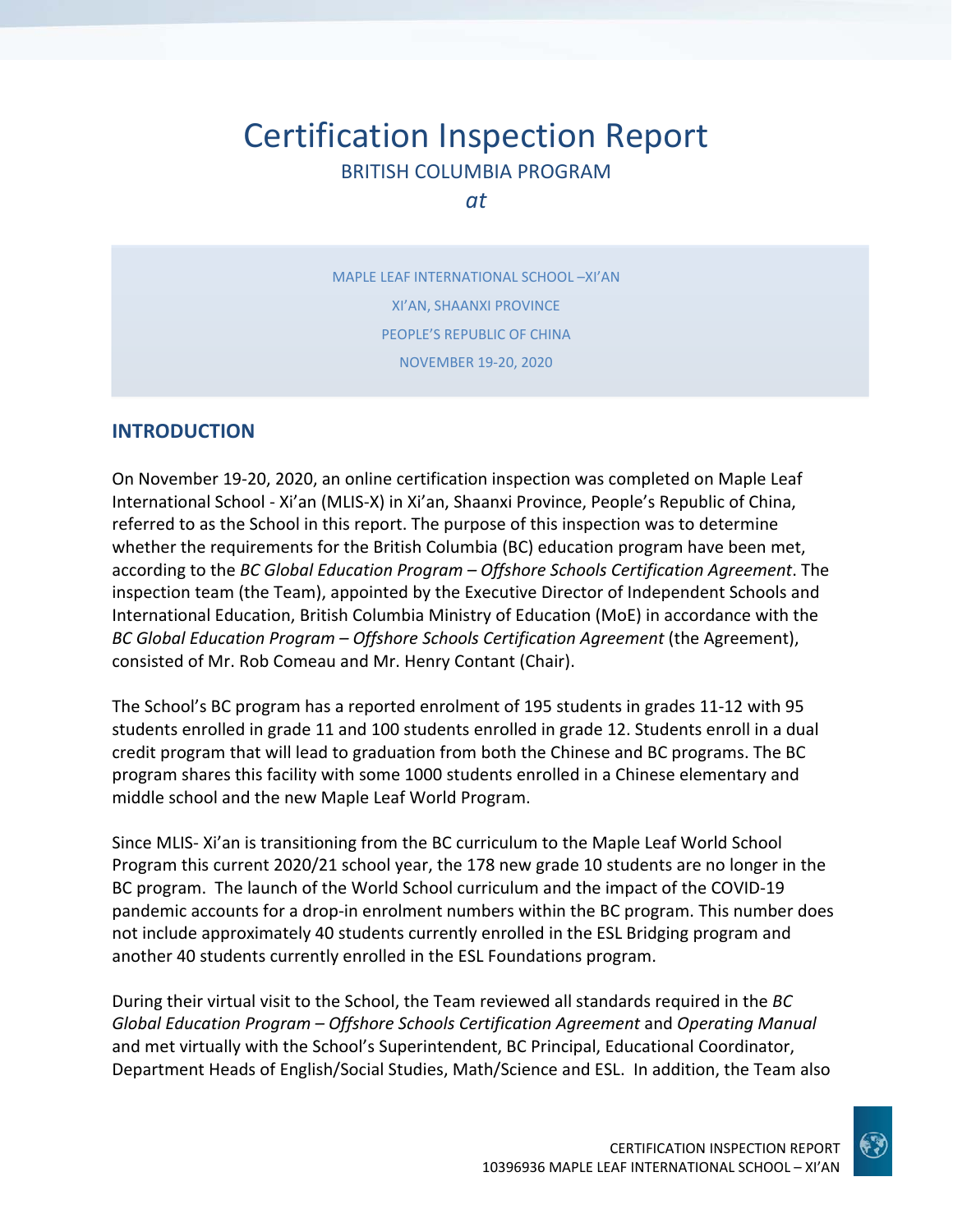# Certification Inspection Report

BRITISH COLUMBIA PROGRAM

*at*

MAPLE LEAF INTERNATIONAL SCHOOL –XI'AN

XI'AN, SHAANXI PROVINCE

PEOPLE'S REPUBLIC OF CHINA

NOVEMBER 19-20, 2020

## INTRODUCTION

On November 19-20, 2020, an online certification inspection was completed on Maple Leaf International School - Xi'an (MLIS-X) in Xi'an, Shaanxi Province, People's Republic of China, referred to as the School in this report. The purpose of this inspection was to determine whether the requirements for the British Columbia (BC) education program have been met, according to the *BC Global Education Program – Offshore Schools Certification Agreement*. The inspection team (the Team), appointed by the Executive Director of Independent Schools and International Education, British Columbia Ministry of Education (MoE) in accordance with the *BC Global Education Program – Offshore Schools Certification Agreement* (the Agreement), consisted of Mr. Rob Comeau and Mr. Henry Contant (Chair).

The School's BC program has a reported enrolment of 195 students in grades 11-12 with 95 students enrolled in grade 11 and 100 students enrolled in grade 12. Students enroll in a dual credit program that will lead to graduation from both the Chinese and BC programs. The BC program shares this facility with some 1000 students enrolled in a Chinese elementary and middle school and the new Maple Leaf World Program.

Since MLIS- Xi'an is transitioning from the BC curriculum to the Maple Leaf World School Program this current 2020/21 school year, the 178 new grade 10 students are no longer in the BC program. The launch of the World School curriculum and the impact of the COVID-19 pandemic accounts for a drop-in enrolment numbers within the BC program. This number does not include approximately 40 students currently enrolled in the ESL Bridging program and another 40 students currently enrolled in the ESL Foundations program.

During their virtual visit to the School, the Team reviewed all standards required in the *BC Global Education Program – Offshore Schools Certification Agreement* and *Operating Manual* and met virtually with the School's Superintendent, BC Principal, Educational Coordinator, Department Heads of English/Social Studies, Math/Science and ESL. In addition, the Team also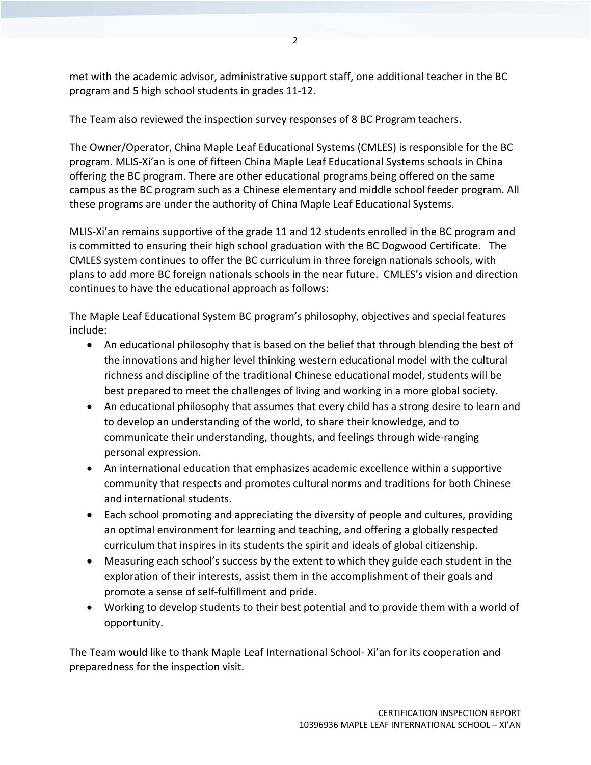met with the academic advisor, administrative support staff, one additional teacher in the BC program and 5 high school students in grades 11-12.

The Team also reviewed the inspection survey responses of 8 BC Program teachers.

The Owner/Operator, China Maple Leaf Educational Systems (CMLES) is responsible for the BC program. MLIS-Xi'an is one of fifteen China Maple Leaf Educational Systems schools in China offering the BC program. There are other educational programs being offered on the same campus as the BC program such as a Chinese elementary and middle school feeder program. All these programs are under the authority of China Maple Leaf Educational Systems.

MLIS-Xi'an remains supportive of the grade 11 and 12 students enrolled in the BC program and is committed to ensuring their high school graduation with the BC Dogwood Certificate. The CMLES system continues to offer the BC curriculum in three foreign nationals schools, with plans to add more BC foreign nationals schools in the near future. CMLES's vision and direction continues to have the educational approach as follows:

The Maple Leaf Educational System BC program's philosophy, objectives and special features include:

- An educational philosophy that is based on the belief that through blending the best of the innovations and higher level thinking western educational model with the cultural richness and discipline of the traditional Chinese educational model, students will be best prepared to meet the challenges of living and working in a more global society.
- An educational philosophy that assumes that every child has a strong desire to learn and to develop an understanding of the world, to share their knowledge, and to communicate their understanding, thoughts, and feelings through wide-ranging personal expression.
- An international education that emphasizes academic excellence within a supportive community that respects and promotes cultural norms and traditions for both Chinese and international students.
- Each school promoting and appreciating the diversity of people and cultures, providing an optimal environment for learning and teaching, and offering a globally respected curriculum that inspires in its students the spirit and ideals of global citizenship.
- Measuring each school's success by the extent to which they guide each student in the exploration of their interests, assist them in the accomplishment of their goals and promote a sense of self-fulfillment and pride.
- Working to develop students to their best potential and to provide them with a world of opportunity.

The Team would like to thank Maple Leaf International School- Xi'an for its cooperation and preparedness for the inspection visit.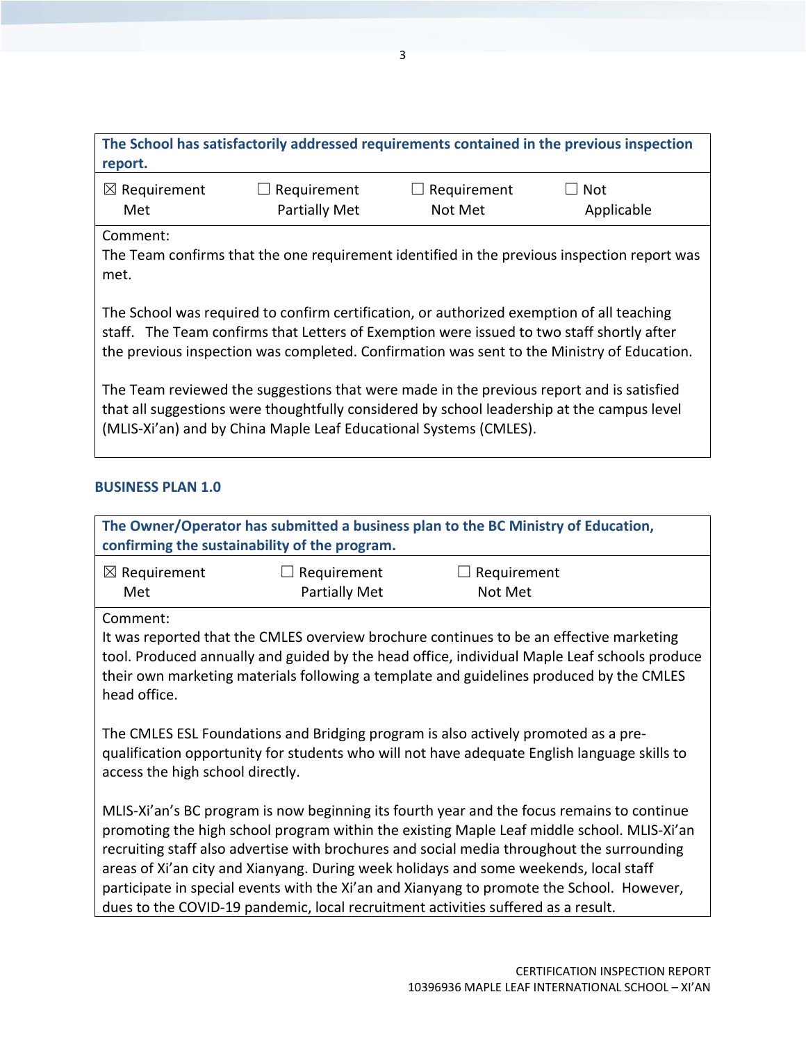| **The School has satisfactorily addressed requirements contained in the previous inspection report.** | | | |
|---|---|---|---|
| ☒ Requirement Met | ☐ Requirement Partially Met | ☐ Requirement Not Met | ☐ Not Applicable |

Comment:
The Team confirms that the one requirement identified in the previous inspection report was met.

The School was required to confirm certification, or authorized exemption of all teaching staff. The Team confirms that Letters of Exemption were issued to two staff shortly after the previous inspection was completed. Confirmation was sent to the Ministry of Education.

The Team reviewed the suggestions that were made in the previous report and is satisfied that all suggestions were thoughtfully considered by school leadership at the campus level (MLIS-Xi'an) and by China Maple Leaf Educational Systems (CMLES).

## BUSINESS PLAN 1.0

| **The Owner/Operator has submitted a business plan to the BC Ministry of Education, confirming the sustainability of the program.** | | |
|---|---|---|
| ☒ Requirement Met | ☐ Requirement Partially Met | ☐ Requirement Not Met |

Comment:
It was reported that the CMLES overview brochure continues to be an effective marketing tool. Produced annually and guided by the head office, individual Maple Leaf schools produce their own marketing materials following a template and guidelines produced by the CMLES head office.

The CMLES ESL Foundations and Bridging program is also actively promoted as a pre-qualification opportunity for students who will not have adequate English language skills to access the high school directly.

MLIS-Xi'an's BC program is now beginning its fourth year and the focus remains to continue promoting the high school program within the existing Maple Leaf middle school. MLIS-Xi'an recruiting staff also advertise with brochures and social media throughout the surrounding areas of Xi'an city and Xianyang. During week holidays and some weekends, local staff participate in special events with the Xi'an and Xianyang to promote the School. However, dues to the COVID-19 pandemic, local recruitment activities suffered as a result.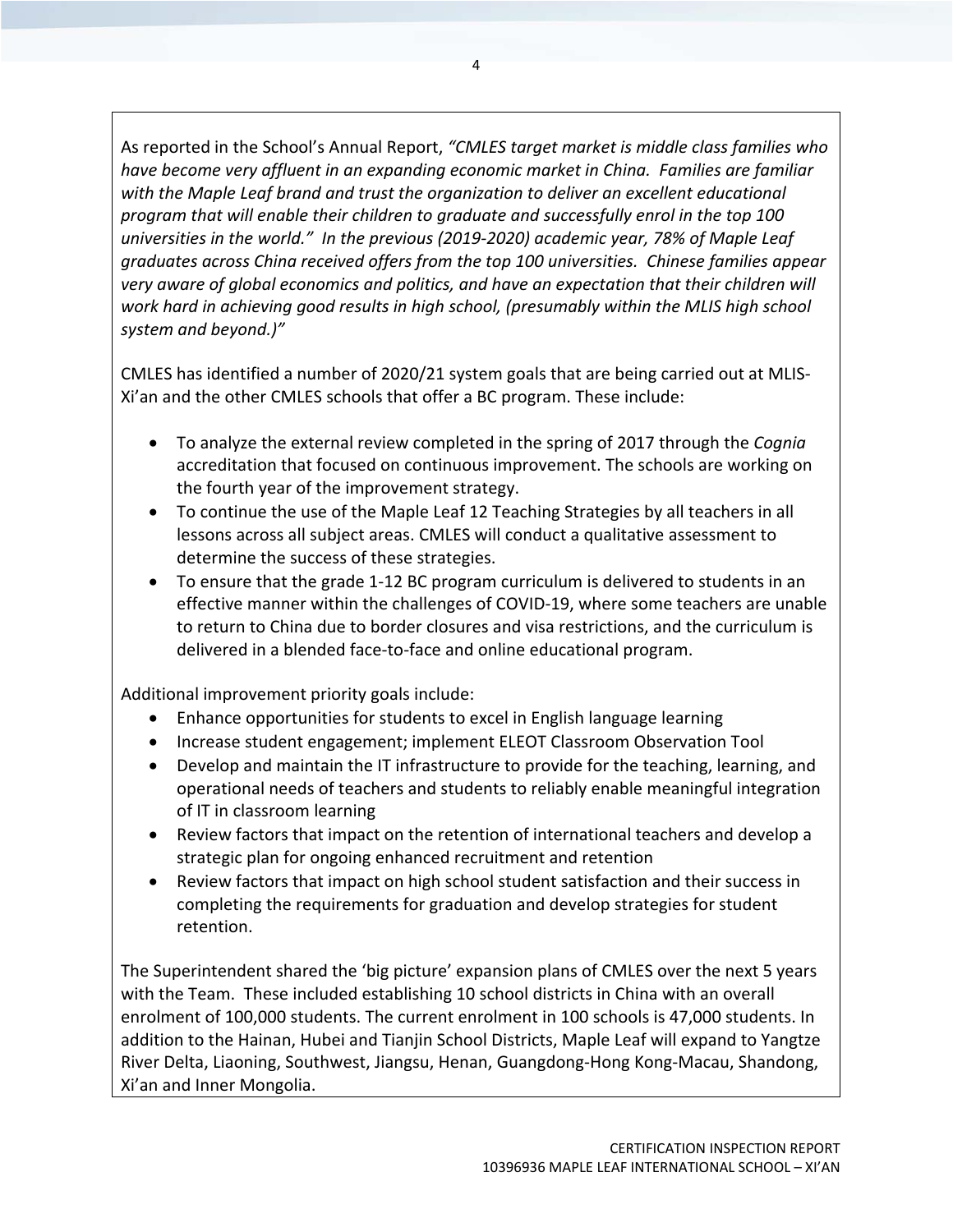As reported in the School's Annual Report, *"CMLES target market is middle class families who have become very affluent in an expanding economic market in China. Families are familiar with the Maple Leaf brand and trust the organization to deliver an excellent educational program that will enable their children to graduate and successfully enrol in the top 100 universities in the world." In the previous (2019-2020) academic year, 78% of Maple Leaf graduates across China received offers from the top 100 universities. Chinese families appear very aware of global economics and politics, and have an expectation that their children will work hard in achieving good results in high school, (presumably within the MLIS high school system and beyond.)"*

CMLES has identified a number of 2020/21 system goals that are being carried out at MLIS-Xi'an and the other CMLES schools that offer a BC program. These include:

- To analyze the external review completed in the spring of 2017 through the *Cognia* accreditation that focused on continuous improvement. The schools are working on the fourth year of the improvement strategy.
- To continue the use of the Maple Leaf 12 Teaching Strategies by all teachers in all lessons across all subject areas. CMLES will conduct a qualitative assessment to determine the success of these strategies.
- To ensure that the grade 1-12 BC program curriculum is delivered to students in an effective manner within the challenges of COVID-19, where some teachers are unable to return to China due to border closures and visa restrictions, and the curriculum is delivered in a blended face-to-face and online educational program.

Additional improvement priority goals include:

- Enhance opportunities for students to excel in English language learning
- Increase student engagement; implement ELEOT Classroom Observation Tool
- Develop and maintain the IT infrastructure to provide for the teaching, learning, and operational needs of teachers and students to reliably enable meaningful integration of IT in classroom learning
- Review factors that impact on the retention of international teachers and develop a strategic plan for ongoing enhanced recruitment and retention
- Review factors that impact on high school student satisfaction and their success in completing the requirements for graduation and develop strategies for student retention.

The Superintendent shared the 'big picture' expansion plans of CMLES over the next 5 years with the Team. These included establishing 10 school districts in China with an overall enrolment of 100,000 students. The current enrolment in 100 schools is 47,000 students. In addition to the Hainan, Hubei and Tianjin School Districts, Maple Leaf will expand to Yangtze River Delta, Liaoning, Southwest, Jiangsu, Henan, Guangdong-Hong Kong-Macau, Shandong, Xi'an and Inner Mongolia.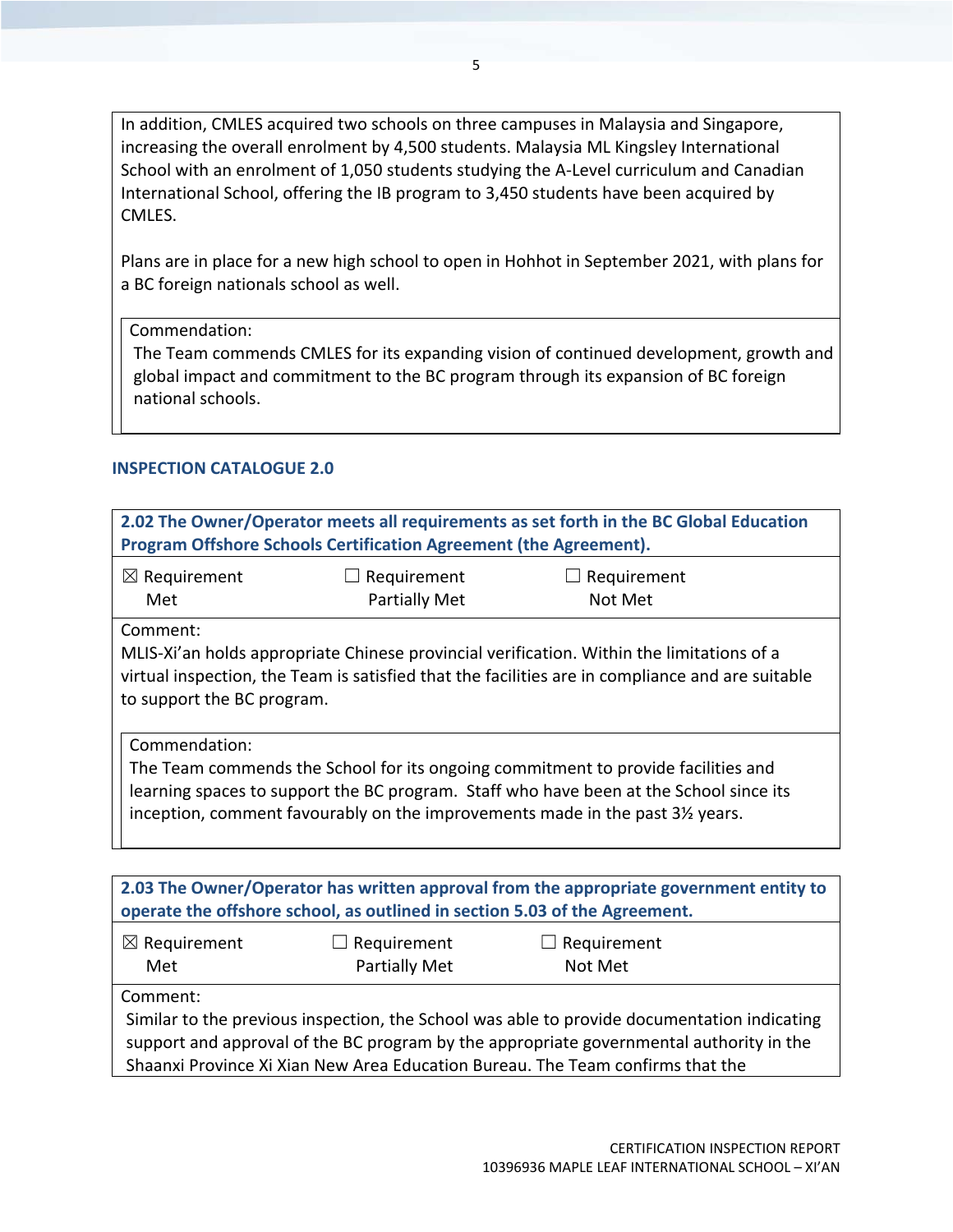In addition, CMLES acquired two schools on three campuses in Malaysia and Singapore, increasing the overall enrolment by 4,500 students. Malaysia ML Kingsley International School with an enrolment of 1,050 students studying the A-Level curriculum and Canadian International School, offering the IB program to 3,450 students have been acquired by CMLES.

Plans are in place for a new high school to open in Hohhot in September 2021, with plans for a BC foreign nationals school as well.

Commendation:
The Team commends CMLES for its expanding vision of continued development, growth and global impact and commitment to the BC program through its expansion of BC foreign national schools.

### INSPECTION CATALOGUE 2.0

**2.02 The Owner/Operator meets all requirements as set forth in the BC Global Education Program Offshore Schools Certification Agreement (the Agreement).**

☒ Requirement Met ☐ Requirement Partially Met ☐ Requirement Not Met

Comment:
MLIS-Xi'an holds appropriate Chinese provincial verification. Within the limitations of a virtual inspection, the Team is satisfied that the facilities are in compliance and are suitable to support the BC program.

Commendation:
The Team commends the School for its ongoing commitment to provide facilities and learning spaces to support the BC program. Staff who have been at the School since its inception, comment favourably on the improvements made in the past 3½ years.

**2.03 The Owner/Operator has written approval from the appropriate government entity to operate the offshore school, as outlined in section 5.03 of the Agreement.**

☒ Requirement Met ☐ Requirement Partially Met ☐ Requirement Not Met

Comment:
Similar to the previous inspection, the School was able to provide documentation indicating support and approval of the BC program by the appropriate governmental authority in the Shaanxi Province Xi Xian New Area Education Bureau. The Team confirms that the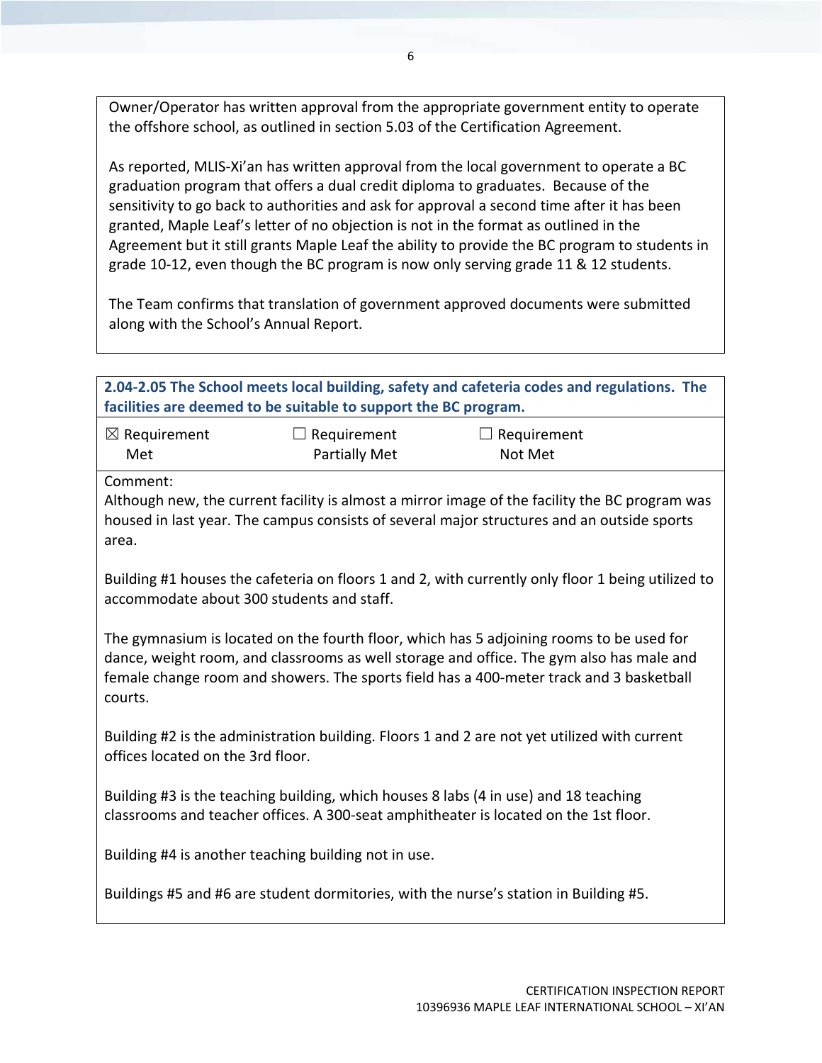Owner/Operator has written approval from the appropriate government entity to operate the offshore school, as outlined in section 5.03 of the Certification Agreement.

As reported, MLIS-Xi'an has written approval from the local government to operate a BC graduation program that offers a dual credit diploma to graduates. Because of the sensitivity to go back to authorities and ask for approval a second time after it has been granted, Maple Leaf's letter of no objection is not in the format as outlined in the Agreement but it still grants Maple Leaf the ability to provide the BC program to students in grade 10-12, even though the BC program is now only serving grade 11 & 12 students.

The Team confirms that translation of government approved documents were submitted along with the School's Annual Report.

**2.04-2.05 The School meets local building, safety and cafeteria codes and regulations. The facilities are deemed to be suitable to support the BC program.**

| ☒ Requirement Met | ☐ Requirement Partially Met | ☐ Requirement Not Met |
|---|---|---|

Comment:

Although new, the current facility is almost a mirror image of the facility the BC program was housed in last year. The campus consists of several major structures and an outside sports area.

Building #1 houses the cafeteria on floors 1 and 2, with currently only floor 1 being utilized to accommodate about 300 students and staff.

The gymnasium is located on the fourth floor, which has 5 adjoining rooms to be used for dance, weight room, and classrooms as well storage and office. The gym also has male and female change room and showers. The sports field has a 400-meter track and 3 basketball courts.

Building #2 is the administration building. Floors 1 and 2 are not yet utilized with current offices located on the 3rd floor.

Building #3 is the teaching building, which houses 8 labs (4 in use) and 18 teaching classrooms and teacher offices. A 300-seat amphitheater is located on the 1st floor.

Building #4 is another teaching building not in use.

Buildings #5 and #6 are student dormitories, with the nurse's station in Building #5.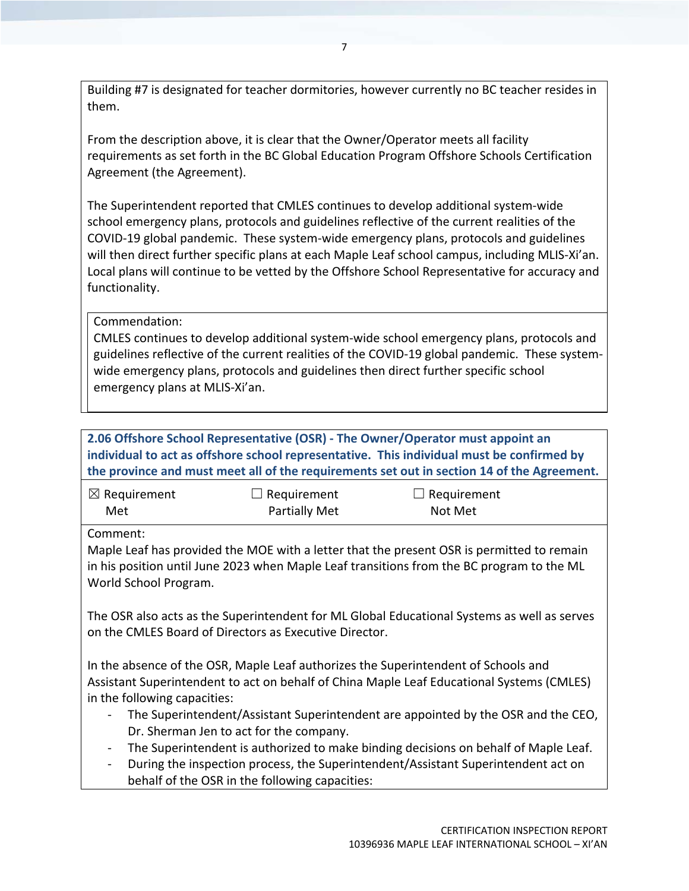Building #7 is designated for teacher dormitories, however currently no BC teacher resides in them.

From the description above, it is clear that the Owner/Operator meets all facility requirements as set forth in the BC Global Education Program Offshore Schools Certification Agreement (the Agreement).

The Superintendent reported that CMLES continues to develop additional system-wide school emergency plans, protocols and guidelines reflective of the current realities of the COVID-19 global pandemic. These system-wide emergency plans, protocols and guidelines will then direct further specific plans at each Maple Leaf school campus, including MLIS-Xi'an. Local plans will continue to be vetted by the Offshore School Representative for accuracy and functionality.

Commendation:
CMLES continues to develop additional system-wide school emergency plans, protocols and guidelines reflective of the current realities of the COVID-19 global pandemic. These system-wide emergency plans, protocols and guidelines then direct further specific school emergency plans at MLIS-Xi'an.

**2.06 Offshore School Representative (OSR) - The Owner/Operator must appoint an individual to act as offshore school representative. This individual must be confirmed by the province and must meet all of the requirements set out in section 14 of the Agreement.**

| ☒ Requirement Met | ☐ Requirement Partially Met | ☐ Requirement Not Met |
|---|---|---|

Comment:
Maple Leaf has provided the MOE with a letter that the present OSR is permitted to remain in his position until June 2023 when Maple Leaf transitions from the BC program to the ML World School Program.

The OSR also acts as the Superintendent for ML Global Educational Systems as well as serves on the CMLES Board of Directors as Executive Director.

In the absence of the OSR, Maple Leaf authorizes the Superintendent of Schools and Assistant Superintendent to act on behalf of China Maple Leaf Educational Systems (CMLES) in the following capacities:

- The Superintendent/Assistant Superintendent are appointed by the OSR and the CEO, Dr. Sherman Jen to act for the company.
- The Superintendent is authorized to make binding decisions on behalf of Maple Leaf.
- During the inspection process, the Superintendent/Assistant Superintendent act on behalf of the OSR in the following capacities: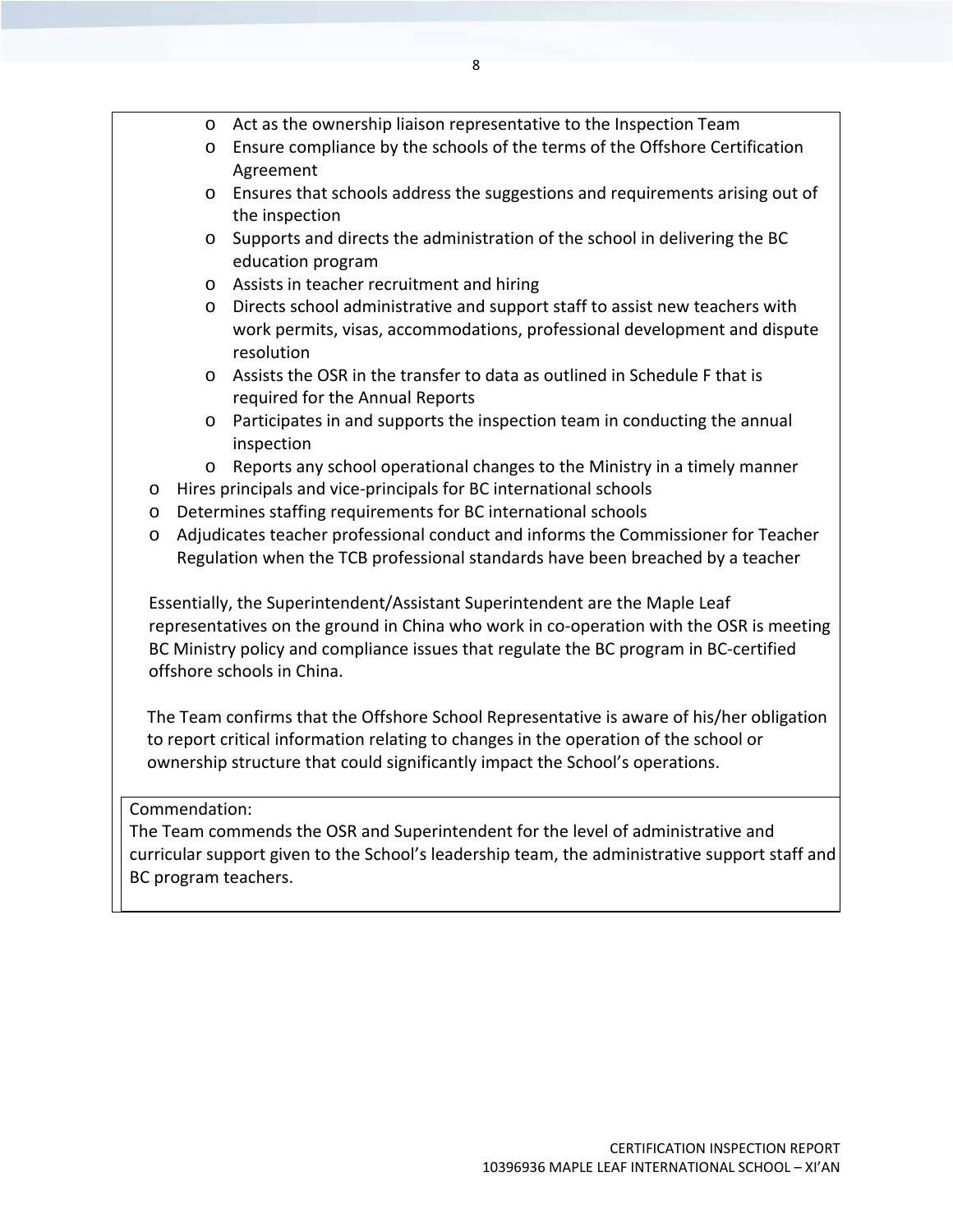- Act as the ownership liaison representative to the Inspection Team
    - Ensure compliance by the schools of the terms of the Offshore Certification Agreement
    - Ensures that schools address the suggestions and requirements arising out of the inspection
    - Supports and directs the administration of the school in delivering the BC education program
    - Assists in teacher recruitment and hiring
    - Directs school administrative and support staff to assist new teachers with work permits, visas, accommodations, professional development and dispute resolution
    - Assists the OSR in the transfer to data as outlined in Schedule F that is required for the Annual Reports
    - Participates in and supports the inspection team in conducting the annual inspection
    - Reports any school operational changes to the Ministry in a timely manner
- Hires principals and vice-principals for BC international schools
- Determines staffing requirements for BC international schools
- Adjudicates teacher professional conduct and informs the Commissioner for Teacher Regulation when the TCB professional standards have been breached by a teacher

Essentially, the Superintendent/Assistant Superintendent are the Maple Leaf representatives on the ground in China who work in co-operation with the OSR is meeting BC Ministry policy and compliance issues that regulate the BC program in BC-certified offshore schools in China.

The Team confirms that the Offshore School Representative is aware of his/her obligation to report critical information relating to changes in the operation of the school or ownership structure that could significantly impact the School's operations.

Commendation:
The Team commends the OSR and Superintendent for the level of administrative and curricular support given to the School's leadership team, the administrative support staff and BC program teachers.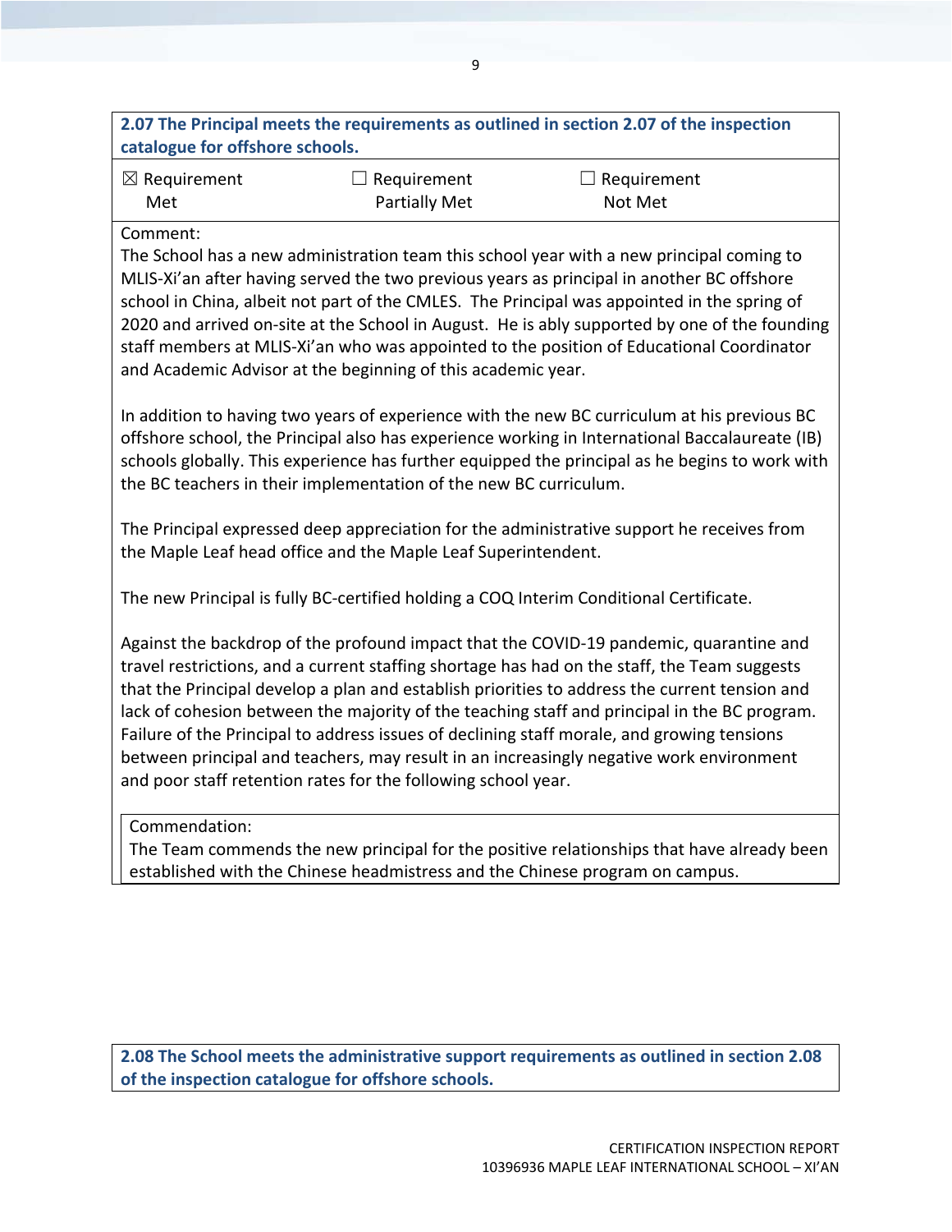**2.07 The Principal meets the requirements as outlined in section 2.07 of the inspection catalogue for offshore schools.**

| ☒ Requirement Met | ☐ Requirement Partially Met | ☐ Requirement Not Met |
|---|---|---|

Comment:
The School has a new administration team this school year with a new principal coming to MLIS-Xi'an after having served the two previous years as principal in another BC offshore school in China, albeit not part of the CMLES. The Principal was appointed in the spring of 2020 and arrived on-site at the School in August. He is ably supported by one of the founding staff members at MLIS-Xi'an who was appointed to the position of Educational Coordinator and Academic Advisor at the beginning of this academic year.

In addition to having two years of experience with the new BC curriculum at his previous BC offshore school, the Principal also has experience working in International Baccalaureate (IB) schools globally. This experience has further equipped the principal as he begins to work with the BC teachers in their implementation of the new BC curriculum.

The Principal expressed deep appreciation for the administrative support he receives from the Maple Leaf head office and the Maple Leaf Superintendent.

The new Principal is fully BC-certified holding a COQ Interim Conditional Certificate.

Against the backdrop of the profound impact that the COVID-19 pandemic, quarantine and travel restrictions, and a current staffing shortage has had on the staff, the Team suggests that the Principal develop a plan and establish priorities to address the current tension and lack of cohesion between the majority of the teaching staff and principal in the BC program. Failure of the Principal to address issues of declining staff morale, and growing tensions between principal and teachers, may result in an increasingly negative work environment and poor staff retention rates for the following school year.

Commendation:
The Team commends the new principal for the positive relationships that have already been established with the Chinese headmistress and the Chinese program on campus.

**2.08 The School meets the administrative support requirements as outlined in section 2.08 of the inspection catalogue for offshore schools.**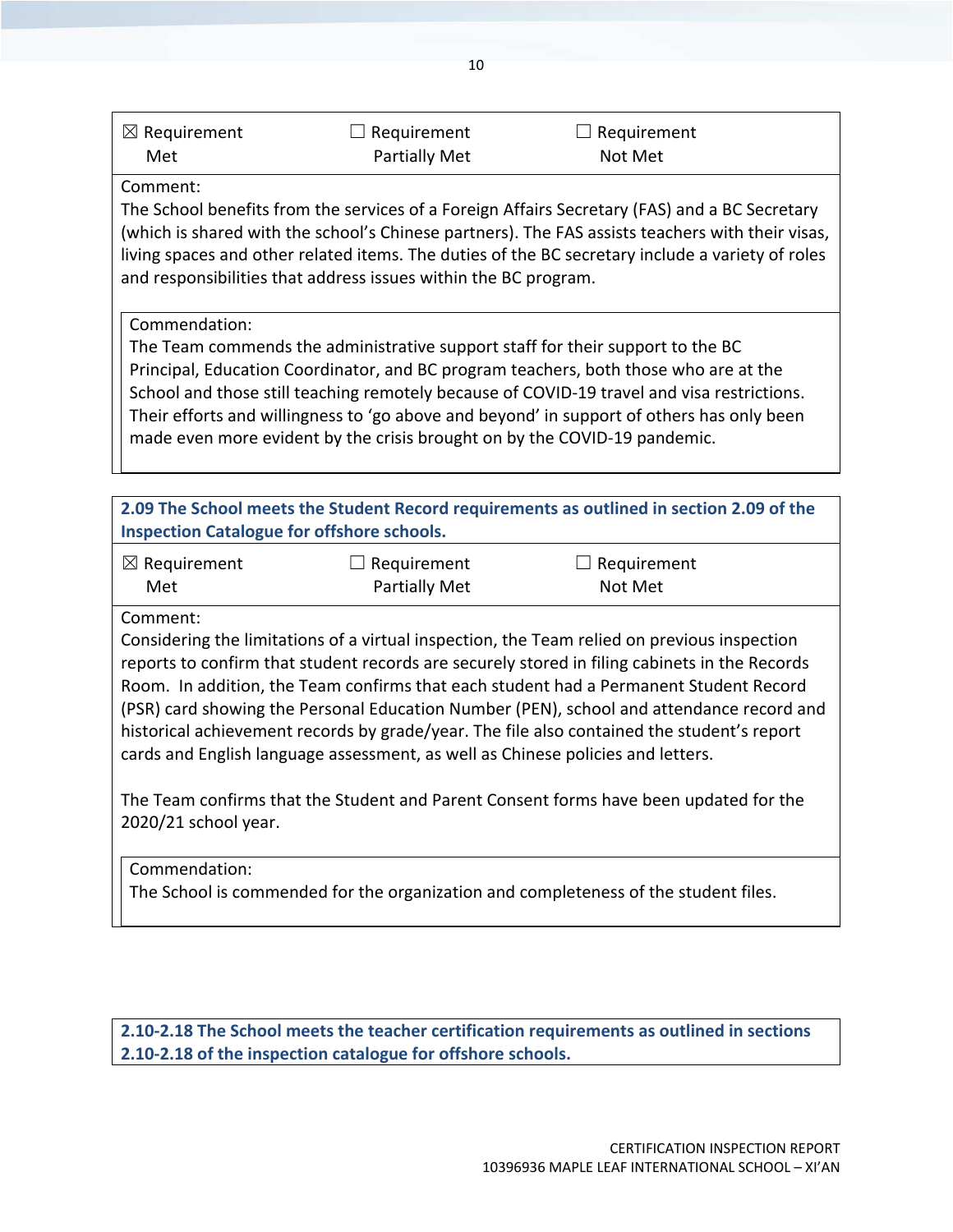| ☒ Requirement Met | ☐ Requirement Partially Met | ☐ Requirement Not Met |
|---|---|---|

Comment:
The School benefits from the services of a Foreign Affairs Secretary (FAS) and a BC Secretary (which is shared with the school's Chinese partners). The FAS assists teachers with their visas, living spaces and other related items. The duties of the BC secretary include a variety of roles and responsibilities that address issues within the BC program.

Commendation:
The Team commends the administrative support staff for their support to the BC Principal, Education Coordinator, and BC program teachers, both those who are at the School and those still teaching remotely because of COVID-19 travel and visa restrictions. Their efforts and willingness to 'go above and beyond' in support of others has only been made even more evident by the crisis brought on by the COVID-19 pandemic.

**2.09 The School meets the Student Record requirements as outlined in section 2.09 of the Inspection Catalogue for offshore schools.**

| ☒ Requirement Met | ☐ Requirement Partially Met | ☐ Requirement Not Met |
|---|---|---|

Comment:
Considering the limitations of a virtual inspection, the Team relied on previous inspection reports to confirm that student records are securely stored in filing cabinets in the Records Room. In addition, the Team confirms that each student had a Permanent Student Record (PSR) card showing the Personal Education Number (PEN), school and attendance record and historical achievement records by grade/year. The file also contained the student's report cards and English language assessment, as well as Chinese policies and letters.

The Team confirms that the Student and Parent Consent forms have been updated for the 2020/21 school year.

Commendation:
The School is commended for the organization and completeness of the student files.

**2.10-2.18 The School meets the teacher certification requirements as outlined in sections 2.10-2.18 of the inspection catalogue for offshore schools.**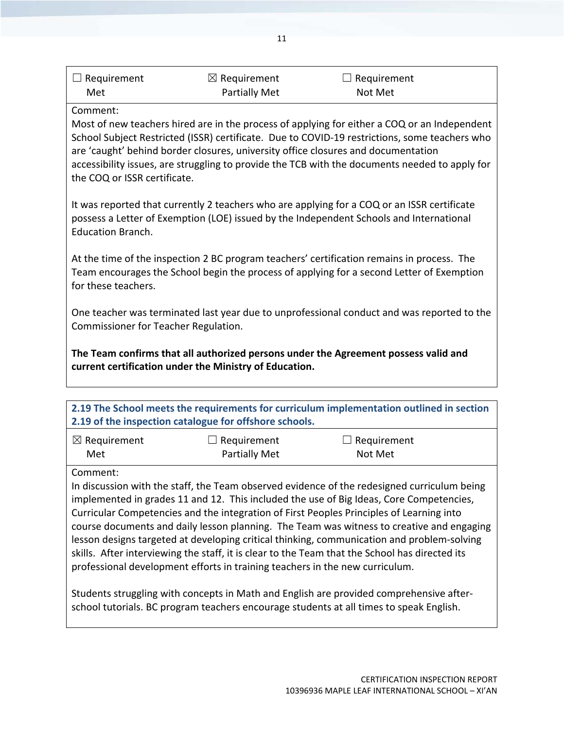| ☐ Requirement Met | ☒ Requirement Partially Met | ☐ Requirement Not Met |
|---|---|---|

Comment:

Most of new teachers hired are in the process of applying for either a COQ or an Independent School Subject Restricted (ISSR) certificate. Due to COVID-19 restrictions, some teachers who are 'caught' behind border closures, university office closures and documentation accessibility issues, are struggling to provide the TCB with the documents needed to apply for the COQ or ISSR certificate.

It was reported that currently 2 teachers who are applying for a COQ or an ISSR certificate possess a Letter of Exemption (LOE) issued by the Independent Schools and International Education Branch.

At the time of the inspection 2 BC program teachers' certification remains in process. The Team encourages the School begin the process of applying for a second Letter of Exemption for these teachers.

One teacher was terminated last year due to unprofessional conduct and was reported to the Commissioner for Teacher Regulation.

**The Team confirms that all authorized persons under the Agreement possess valid and current certification under the Ministry of Education.**

**2.19 The School meets the requirements for curriculum implementation outlined in section 2.19 of the inspection catalogue for offshore schools.**

| ☒ Requirement Met | ☐ Requirement Partially Met | ☐ Requirement Not Met |
|---|---|---|

Comment:

In discussion with the staff, the Team observed evidence of the redesigned curriculum being implemented in grades 11 and 12. This included the use of Big Ideas, Core Competencies, Curricular Competencies and the integration of First Peoples Principles of Learning into course documents and daily lesson planning. The Team was witness to creative and engaging lesson designs targeted at developing critical thinking, communication and problem-solving skills. After interviewing the staff, it is clear to the Team that the School has directed its professional development efforts in training teachers in the new curriculum.

Students struggling with concepts in Math and English are provided comprehensive after-school tutorials. BC program teachers encourage students at all times to speak English.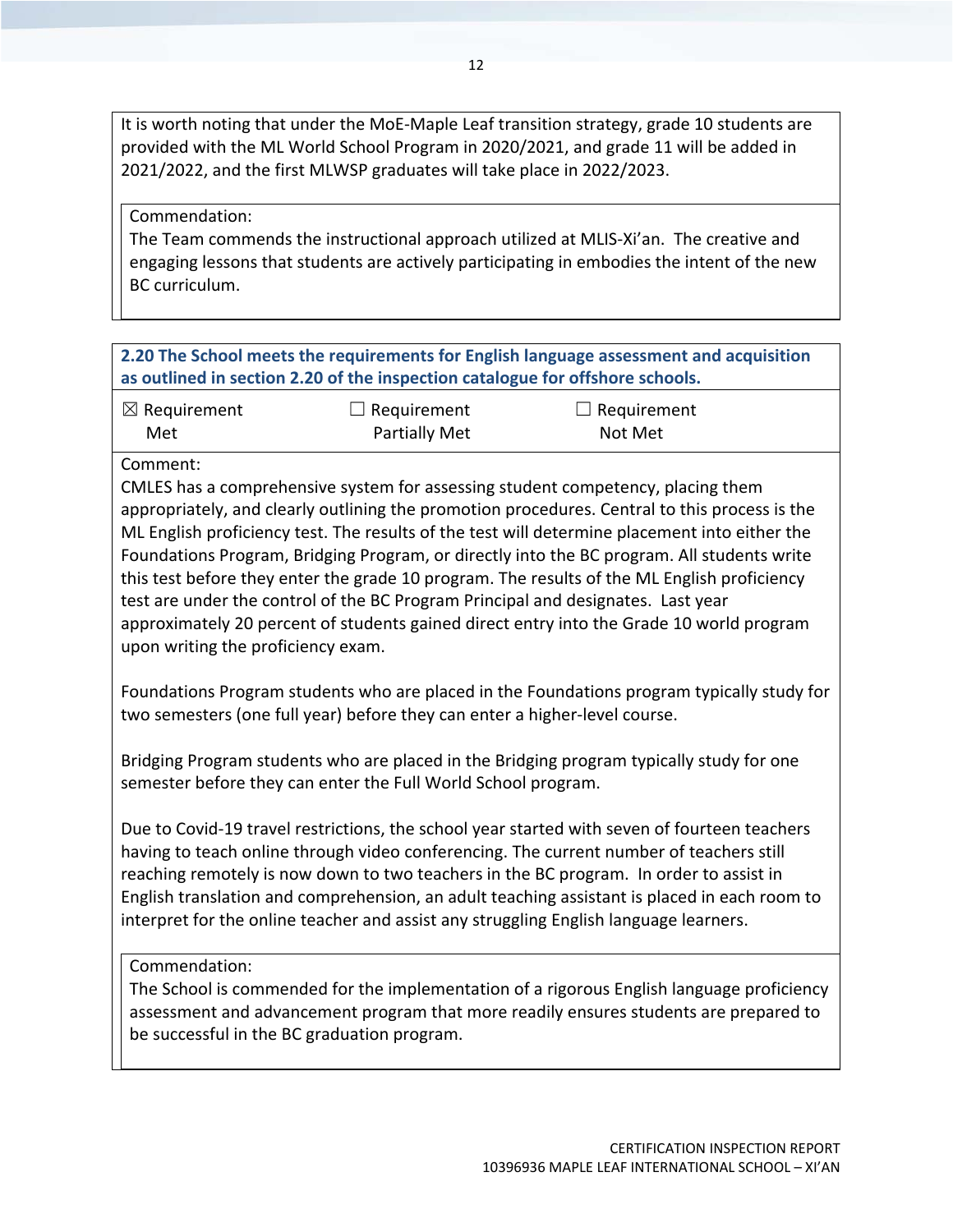It is worth noting that under the MoE-Maple Leaf transition strategy, grade 10 students are provided with the ML World School Program in 2020/2021, and grade 11 will be added in 2021/2022, and the first MLWSP graduates will take place in 2022/2023.

Commendation:
The Team commends the instructional approach utilized at MLIS-Xi'an. The creative and engaging lessons that students are actively participating in embodies the intent of the new BC curriculum.

**2.20 The School meets the requirements for English language assessment and acquisition as outlined in section 2.20 of the inspection catalogue for offshore schools.**

| ☒ Requirement Met | ☐ Requirement Partially Met | ☐ Requirement Not Met |
|---|---|---|

Comment:
CMLES has a comprehensive system for assessing student competency, placing them appropriately, and clearly outlining the promotion procedures. Central to this process is the ML English proficiency test. The results of the test will determine placement into either the Foundations Program, Bridging Program, or directly into the BC program. All students write this test before they enter the grade 10 program. The results of the ML English proficiency test are under the control of the BC Program Principal and designates. Last year approximately 20 percent of students gained direct entry into the Grade 10 world program upon writing the proficiency exam.

Foundations Program students who are placed in the Foundations program typically study for two semesters (one full year) before they can enter a higher-level course.

Bridging Program students who are placed in the Bridging program typically study for one semester before they can enter the Full World School program.

Due to Covid-19 travel restrictions, the school year started with seven of fourteen teachers having to teach online through video conferencing. The current number of teachers still reaching remotely is now down to two teachers in the BC program. In order to assist in English translation and comprehension, an adult teaching assistant is placed in each room to interpret for the online teacher and assist any struggling English language learners.

Commendation:
The School is commended for the implementation of a rigorous English language proficiency assessment and advancement program that more readily ensures students are prepared to be successful in the BC graduation program.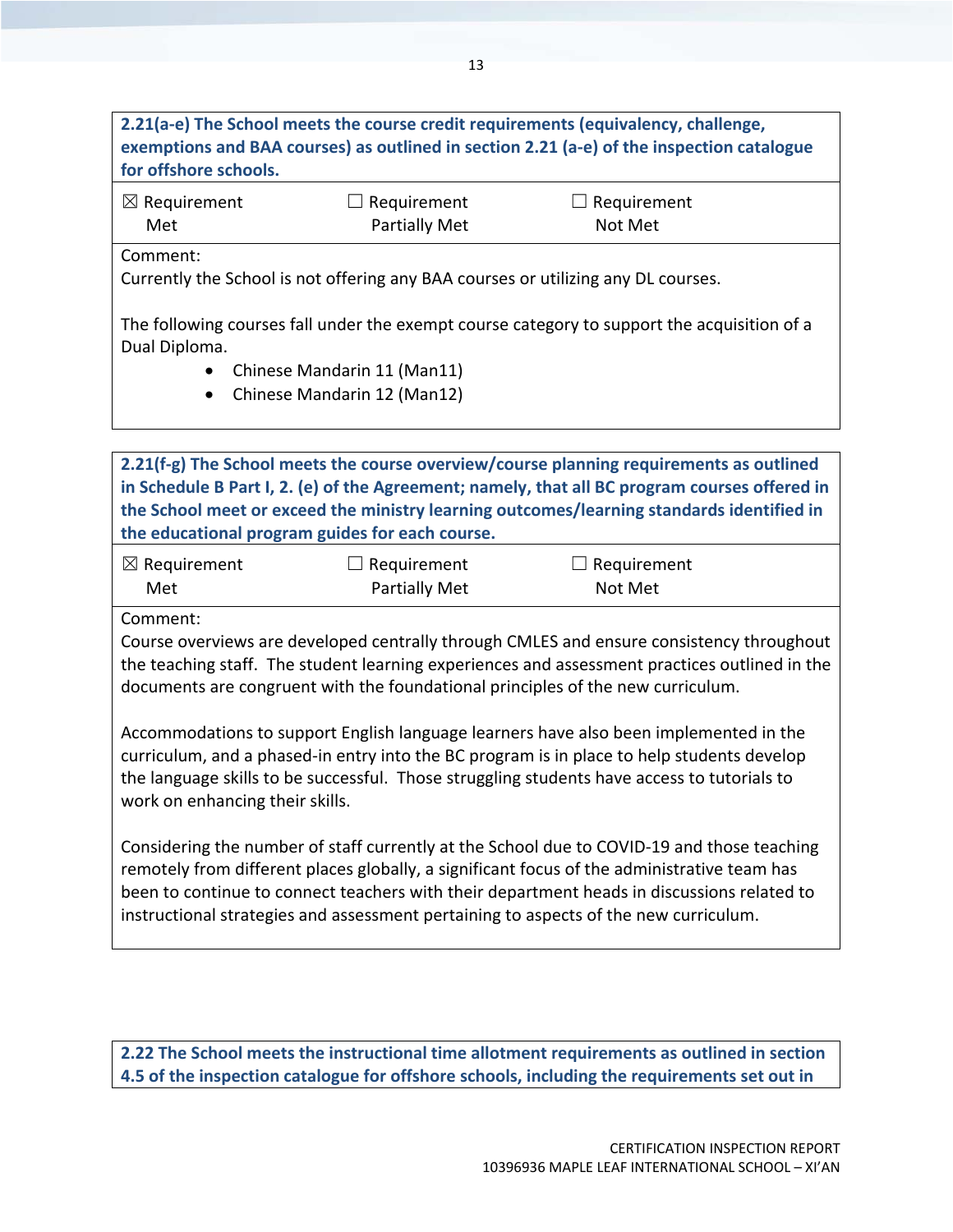**2.21(a-e) The School meets the course credit requirements (equivalency, challenge, exemptions and BAA courses) as outlined in section 2.21 (a-e) of the inspection catalogue for offshore schools.**

☒ Requirement Met ☐ Requirement Partially Met ☐ Requirement Not Met

Comment:
Currently the School is not offering any BAA courses or utilizing any DL courses.

The following courses fall under the exempt course category to support the acquisition of a Dual Diploma.

- Chinese Mandarin 11 (Man11)
- Chinese Mandarin 12 (Man12)

**2.21(f-g) The School meets the course overview/course planning requirements as outlined in Schedule B Part I, 2. (e) of the Agreement; namely, that all BC program courses offered in the School meet or exceed the ministry learning outcomes/learning standards identified in the educational program guides for each course.**

☒ Requirement Met ☐ Requirement Partially Met ☐ Requirement Not Met

Comment:
Course overviews are developed centrally through CMLES and ensure consistency throughout the teaching staff. The student learning experiences and assessment practices outlined in the documents are congruent with the foundational principles of the new curriculum.

Accommodations to support English language learners have also been implemented in the curriculum, and a phased-in entry into the BC program is in place to help students develop the language skills to be successful. Those struggling students have access to tutorials to work on enhancing their skills.

Considering the number of staff currently at the School due to COVID-19 and those teaching remotely from different places globally, a significant focus of the administrative team has been to continue to connect teachers with their department heads in discussions related to instructional strategies and assessment pertaining to aspects of the new curriculum.

**2.22 The School meets the instructional time allotment requirements as outlined in section 4.5 of the inspection catalogue for offshore schools, including the requirements set out in**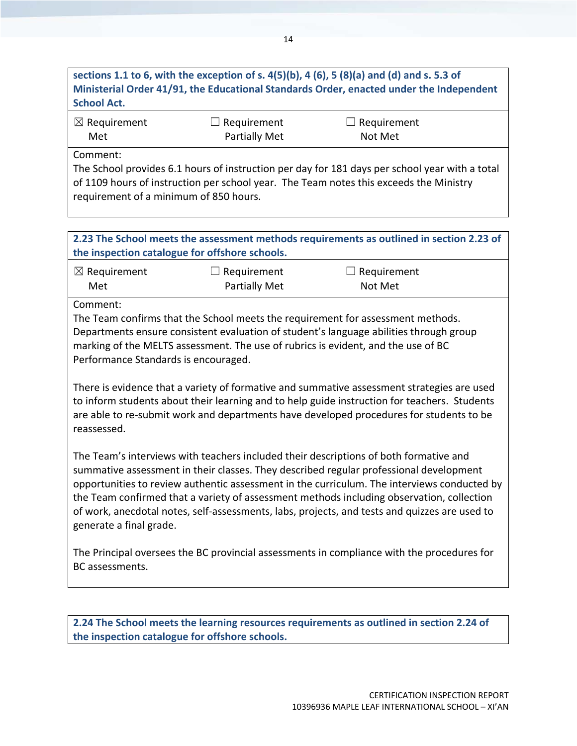**sections 1.1 to 6, with the exception of s. 4(5)(b), 4 (6), 5 (8)(a) and (d) and s. 5.3 of Ministerial Order 41/91, the Educational Standards Order, enacted under the Independent School Act.**

☒ Requirement Met ☐ Requirement Partially Met ☐ Requirement Not Met

Comment:
The School provides 6.1 hours of instruction per day for 181 days per school year with a total of 1109 hours of instruction per school year. The Team notes this exceeds the Ministry requirement of a minimum of 850 hours.

**2.23 The School meets the assessment methods requirements as outlined in section 2.23 of the inspection catalogue for offshore schools.**

☒ Requirement Met ☐ Requirement Partially Met ☐ Requirement Not Met

Comment:
The Team confirms that the School meets the requirement for assessment methods. Departments ensure consistent evaluation of student's language abilities through group marking of the MELTS assessment. The use of rubrics is evident, and the use of BC Performance Standards is encouraged.

There is evidence that a variety of formative and summative assessment strategies are used to inform students about their learning and to help guide instruction for teachers. Students are able to re-submit work and departments have developed procedures for students to be reassessed.

The Team's interviews with teachers included their descriptions of both formative and summative assessment in their classes. They described regular professional development opportunities to review authentic assessment in the curriculum. The interviews conducted by the Team confirmed that a variety of assessment methods including observation, collection of work, anecdotal notes, self-assessments, labs, projects, and tests and quizzes are used to generate a final grade.

The Principal oversees the BC provincial assessments in compliance with the procedures for BC assessments.

**2.24 The School meets the learning resources requirements as outlined in section 2.24 of the inspection catalogue for offshore schools.**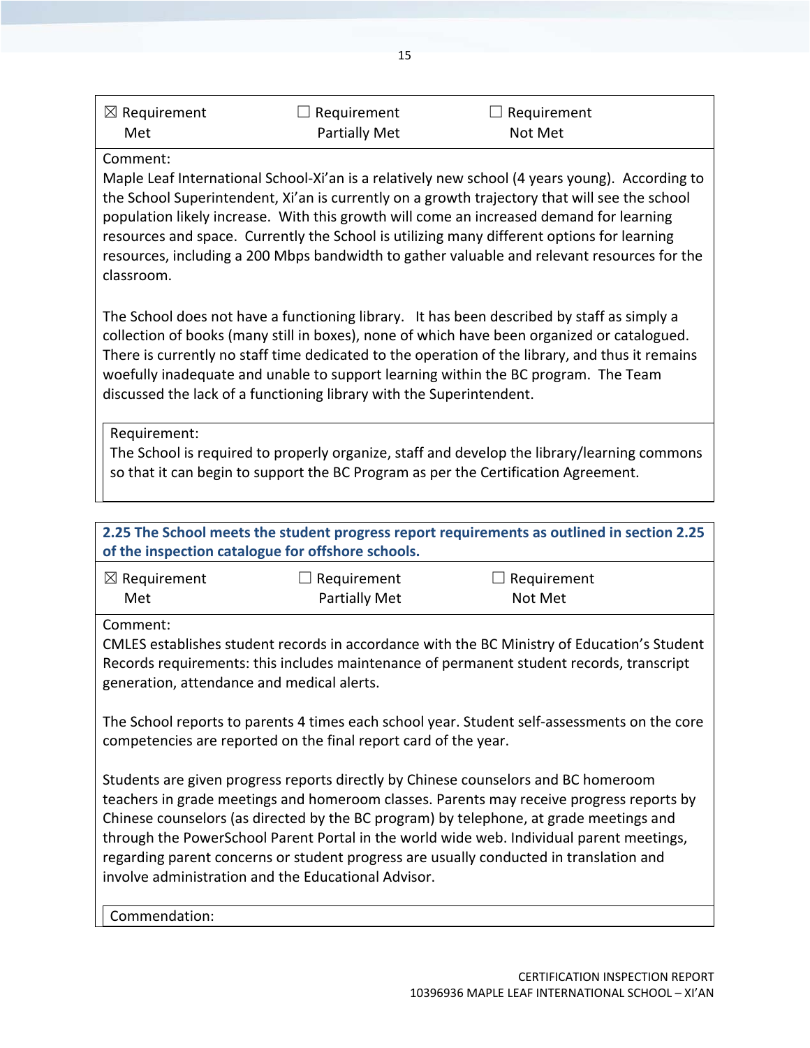| ☒ Requirement Met | ☐ Requirement Partially Met | ☐ Requirement Not Met |
|---|---|---|

Comment:
Maple Leaf International School-Xi'an is a relatively new school (4 years young). According to the School Superintendent, Xi'an is currently on a growth trajectory that will see the school population likely increase. With this growth will come an increased demand for learning resources and space. Currently the School is utilizing many different options for learning resources, including a 200 Mbps bandwidth to gather valuable and relevant resources for the classroom.

The School does not have a functioning library. It has been described by staff as simply a collection of books (many still in boxes), none of which have been organized or catalogued. There is currently no staff time dedicated to the operation of the library, and thus it remains woefully inadequate and unable to support learning within the BC program. The Team discussed the lack of a functioning library with the Superintendent.

Requirement:
The School is required to properly organize, staff and develop the library/learning commons so that it can begin to support the BC Program as per the Certification Agreement.

**2.25 The School meets the student progress report requirements as outlined in section 2.25 of the inspection catalogue for offshore schools.**

| ☒ Requirement Met | ☐ Requirement Partially Met | ☐ Requirement Not Met |
|---|---|---|

Comment:
CMLES establishes student records in accordance with the BC Ministry of Education's Student Records requirements: this includes maintenance of permanent student records, transcript generation, attendance and medical alerts.

The School reports to parents 4 times each school year. Student self-assessments on the core competencies are reported on the final report card of the year.

Students are given progress reports directly by Chinese counselors and BC homeroom teachers in grade meetings and homeroom classes. Parents may receive progress reports by Chinese counselors (as directed by the BC program) by telephone, at grade meetings and through the PowerSchool Parent Portal in the world wide web. Individual parent meetings, regarding parent concerns or student progress are usually conducted in translation and involve administration and the Educational Advisor.

Commendation: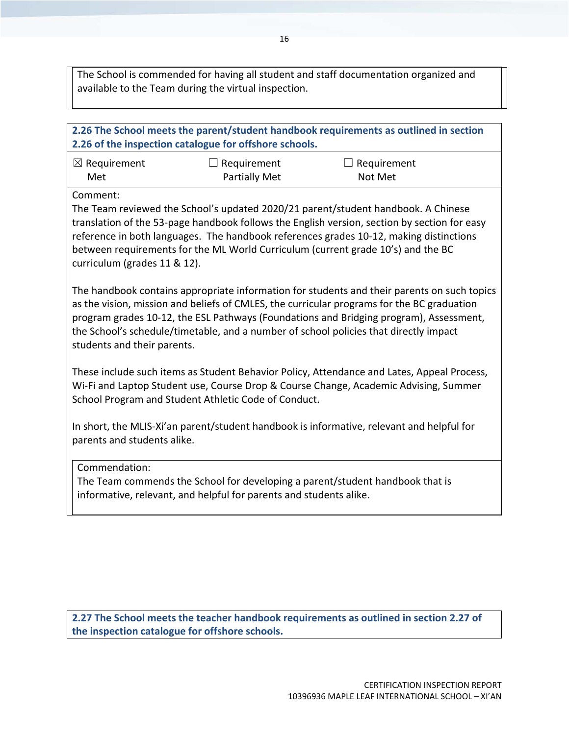The School is commended for having all student and staff documentation organized and available to the Team during the virtual inspection.

**2.26 The School meets the parent/student handbook requirements as outlined in section 2.26 of the inspection catalogue for offshore schools.**

☒ Requirement Met ☐ Requirement Partially Met ☐ Requirement Not Met

Comment:
The Team reviewed the School's updated 2020/21 parent/student handbook. A Chinese translation of the 53-page handbook follows the English version, section by section for easy reference in both languages. The handbook references grades 10-12, making distinctions between requirements for the ML World Curriculum (current grade 10's) and the BC curriculum (grades 11 & 12).

The handbook contains appropriate information for students and their parents on such topics as the vision, mission and beliefs of CMLES, the curricular programs for the BC graduation program grades 10-12, the ESL Pathways (Foundations and Bridging program), Assessment, the School's schedule/timetable, and a number of school policies that directly impact students and their parents.

These include such items as Student Behavior Policy, Attendance and Lates, Appeal Process, Wi-Fi and Laptop Student use, Course Drop & Course Change, Academic Advising, Summer School Program and Student Athletic Code of Conduct.

In short, the MLIS-Xi'an parent/student handbook is informative, relevant and helpful for parents and students alike.

Commendation:
The Team commends the School for developing a parent/student handbook that is informative, relevant, and helpful for parents and students alike.

**2.27 The School meets the teacher handbook requirements as outlined in section 2.27 of the inspection catalogue for offshore schools.**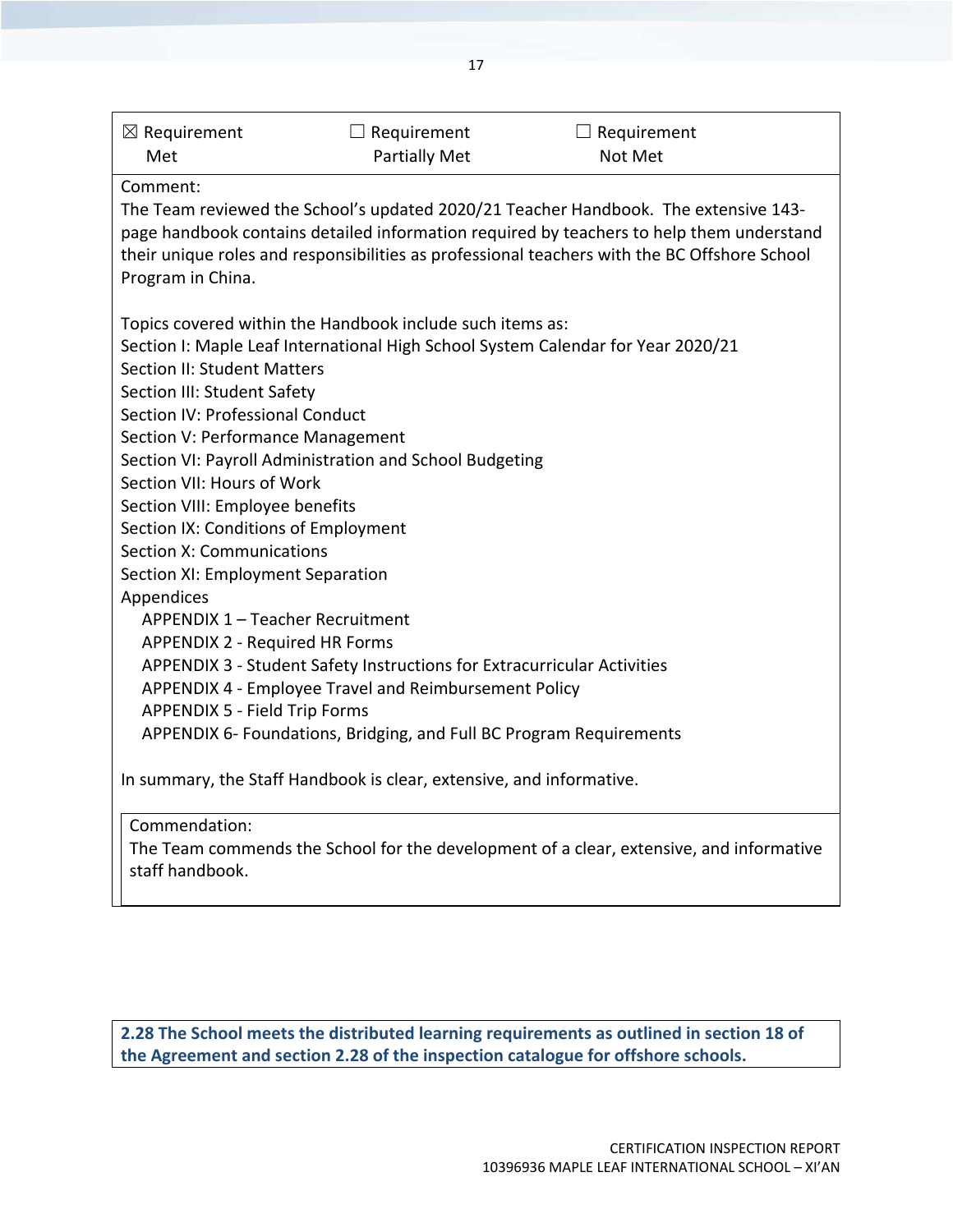| ☒ Requirement Met | ☐ Requirement Partially Met | ☐ Requirement Not Met |
|---|---|---|

Comment:
The Team reviewed the School's updated 2020/21 Teacher Handbook. The extensive 143-page handbook contains detailed information required by teachers to help them understand their unique roles and responsibilities as professional teachers with the BC Offshore School Program in China.

Topics covered within the Handbook include such items as:
Section I: Maple Leaf International High School System Calendar for Year 2020/21
Section II: Student Matters
Section III: Student Safety
Section IV: Professional Conduct
Section V: Performance Management
Section VI: Payroll Administration and School Budgeting
Section VII: Hours of Work
Section VIII: Employee benefits
Section IX: Conditions of Employment
Section X: Communications
Section XI: Employment Separation
Appendices
- APPENDIX 1 – Teacher Recruitment
- APPENDIX 2 - Required HR Forms
- APPENDIX 3 - Student Safety Instructions for Extracurricular Activities
- APPENDIX 4 - Employee Travel and Reimbursement Policy
- APPENDIX 5 - Field Trip Forms
- APPENDIX 6- Foundations, Bridging, and Full BC Program Requirements

In summary, the Staff Handbook is clear, extensive, and informative.

Commendation:
The Team commends the School for the development of a clear, extensive, and informative staff handbook.

**2.28 The School meets the distributed learning requirements as outlined in section 18 of the Agreement and section 2.28 of the inspection catalogue for offshore schools.**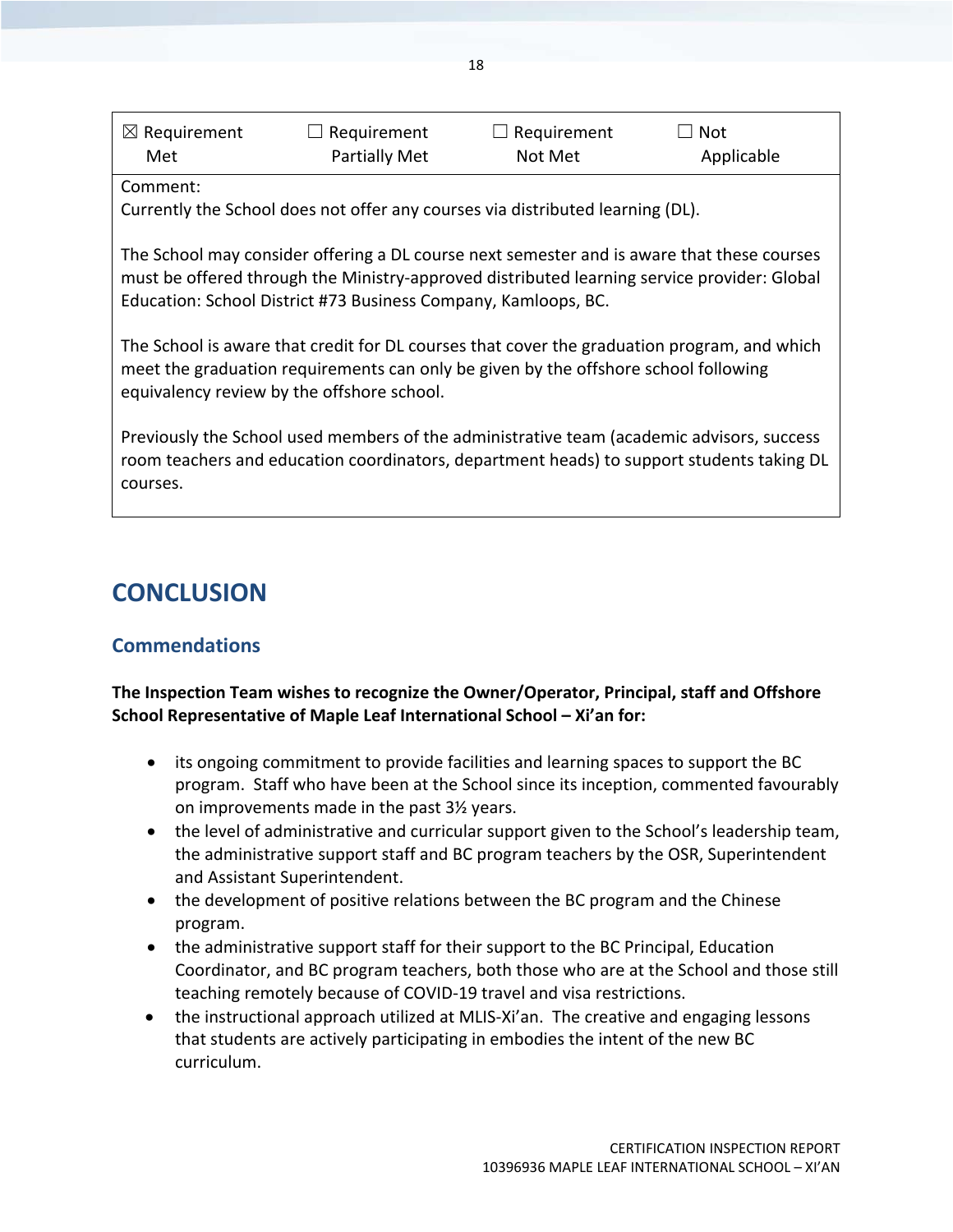| ☒ Requirement Met | ☐ Requirement Partially Met | ☐ Requirement Not Met | ☐ Not Applicable |
|---|---|---|---|
| Comment:<br>Currently the School does not offer any courses via distributed learning (DL).<br><br>The School may consider offering a DL course next semester and is aware that these courses must be offered through the Ministry-approved distributed learning service provider: Global Education: School District #73 Business Company, Kamloops, BC.<br><br>The School is aware that credit for DL courses that cover the graduation program, and which meet the graduation requirements can only be given by the offshore school following equivalency review by the offshore school.<br><br>Previously the School used members of the administrative team (academic advisors, success room teachers and education coordinators, department heads) to support students taking DL courses. | | | |

# CONCLUSION

## Commendations

**The Inspection Team wishes to recognize the Owner/Operator, Principal, staff and Offshore School Representative of Maple Leaf International School – Xi'an for:**

- its ongoing commitment to provide facilities and learning spaces to support the BC program. Staff who have been at the School since its inception, commented favourably on improvements made in the past 3½ years.
- the level of administrative and curricular support given to the School's leadership team, the administrative support staff and BC program teachers by the OSR, Superintendent and Assistant Superintendent.
- the development of positive relations between the BC program and the Chinese program.
- the administrative support staff for their support to the BC Principal, Education Coordinator, and BC program teachers, both those who are at the School and those still teaching remotely because of COVID-19 travel and visa restrictions.
- the instructional approach utilized at MLIS-Xi'an. The creative and engaging lessons that students are actively participating in embodies the intent of the new BC curriculum.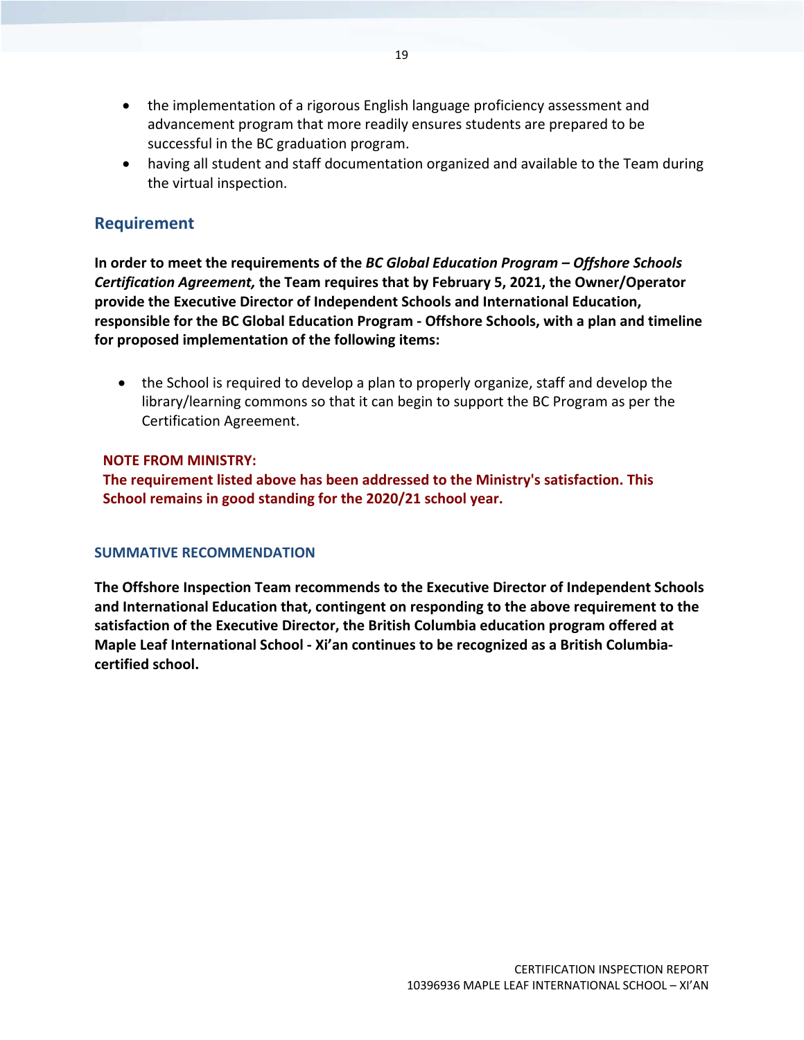- the implementation of a rigorous English language proficiency assessment and advancement program that more readily ensures students are prepared to be successful in the BC graduation program.
- having all student and staff documentation organized and available to the Team during the virtual inspection.

## Requirement

**In order to meet the requirements of the *BC Global Education Program – Offshore Schools Certification Agreement,* the Team requires that by February 5, 2021, the Owner/Operator provide the Executive Director of Independent Schools and International Education, responsible for the BC Global Education Program - Offshore Schools, with a plan and timeline for proposed implementation of the following items:**

- the School is required to develop a plan to properly organize, staff and develop the library/learning commons so that it can begin to support the BC Program as per the Certification Agreement.

**NOTE FROM MINISTRY:**
**The requirement listed above has been addressed to the Ministry's satisfaction. This School remains in good standing for the 2020/21 school year.**

### SUMMATIVE RECOMMENDATION

**The Offshore Inspection Team recommends to the Executive Director of Independent Schools and International Education that, contingent on responding to the above requirement to the satisfaction of the Executive Director, the British Columbia education program offered at Maple Leaf International School - Xi'an continues to be recognized as a British Columbia-certified school.**